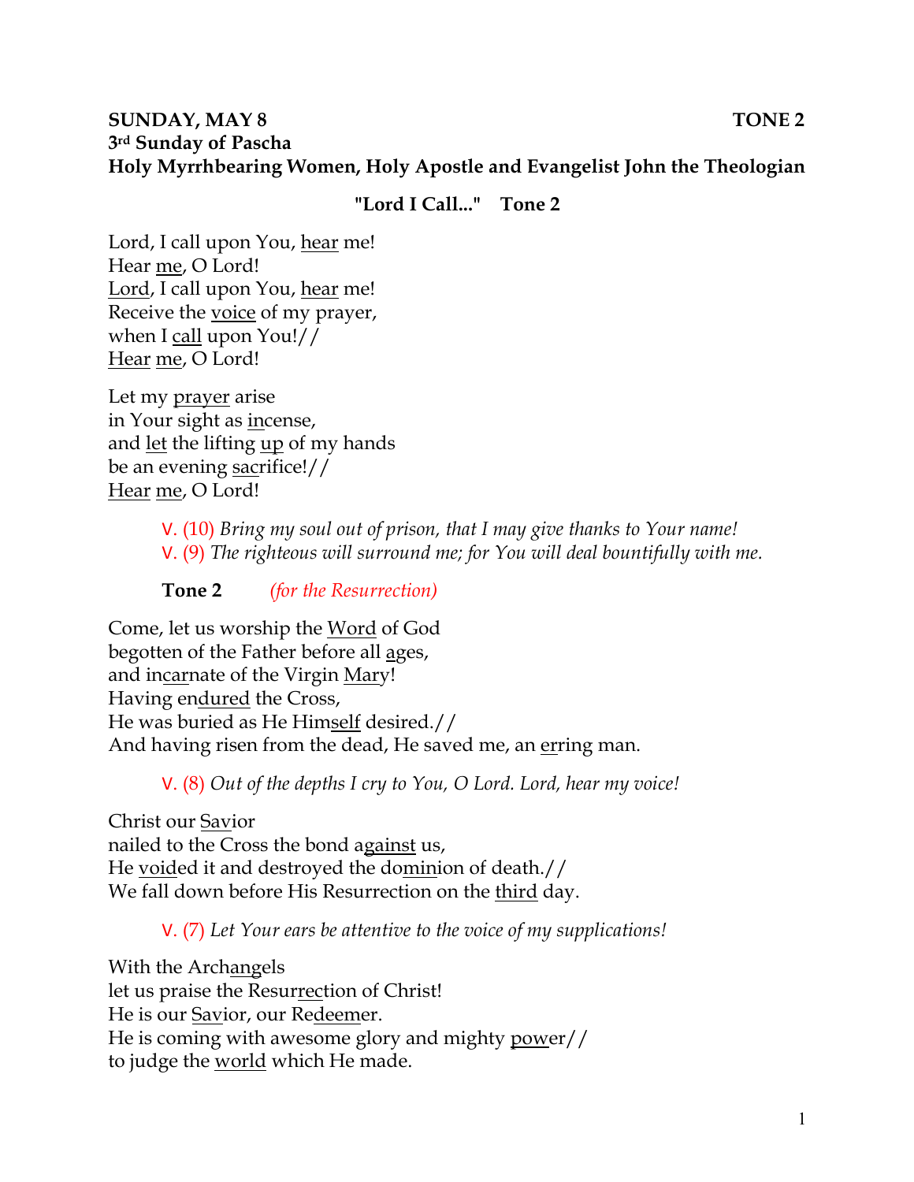**SUNDAY, MAY 8 TONE 2**
**3rd Sunday of Pascha**
**Holy Myrrhbearing Women, Holy Apostle and Evangelist John the Theologian**

**"Lord I Call..." Tone 2**

Lord, I call upon You, hear me!
Hear me, O Lord!
Lord, I call upon You, hear me!
Receive the voice of my prayer,
when I call upon You!//
Hear me, O Lord!

Let my prayer arise
in Your sight as incense,
and let the lifting up of my hands
be an evening sacrifice!//
Hear me, O Lord!

> V. (10) *Bring my soul out of prison, that I may give thanks to Your name!*
> V. (9) *The righteous will surround me; for You will deal bountifully with me.*

**Tone 2** *(for the Resurrection)*

Come, let us worship the Word of God
begotten of the Father before all ages,
and incarnate of the Virgin Mary!
Having endured the Cross,
He was buried as He Himself desired.//
And having risen from the dead, He saved me, an erring man.

> V. (8) *Out of the depths I cry to You, O Lord. Lord, hear my voice!*

Christ our Savior
nailed to the Cross the bond against us,
He voided it and destroyed the dominion of death.//
We fall down before His Resurrection on the third day.

> V. (7) *Let Your ears be attentive to the voice of my supplications!*

With the Archangels
let us praise the Resurrection of Christ!
He is our Savior, our Redeemer.
He is coming with awesome glory and mighty power//
to judge the world which He made.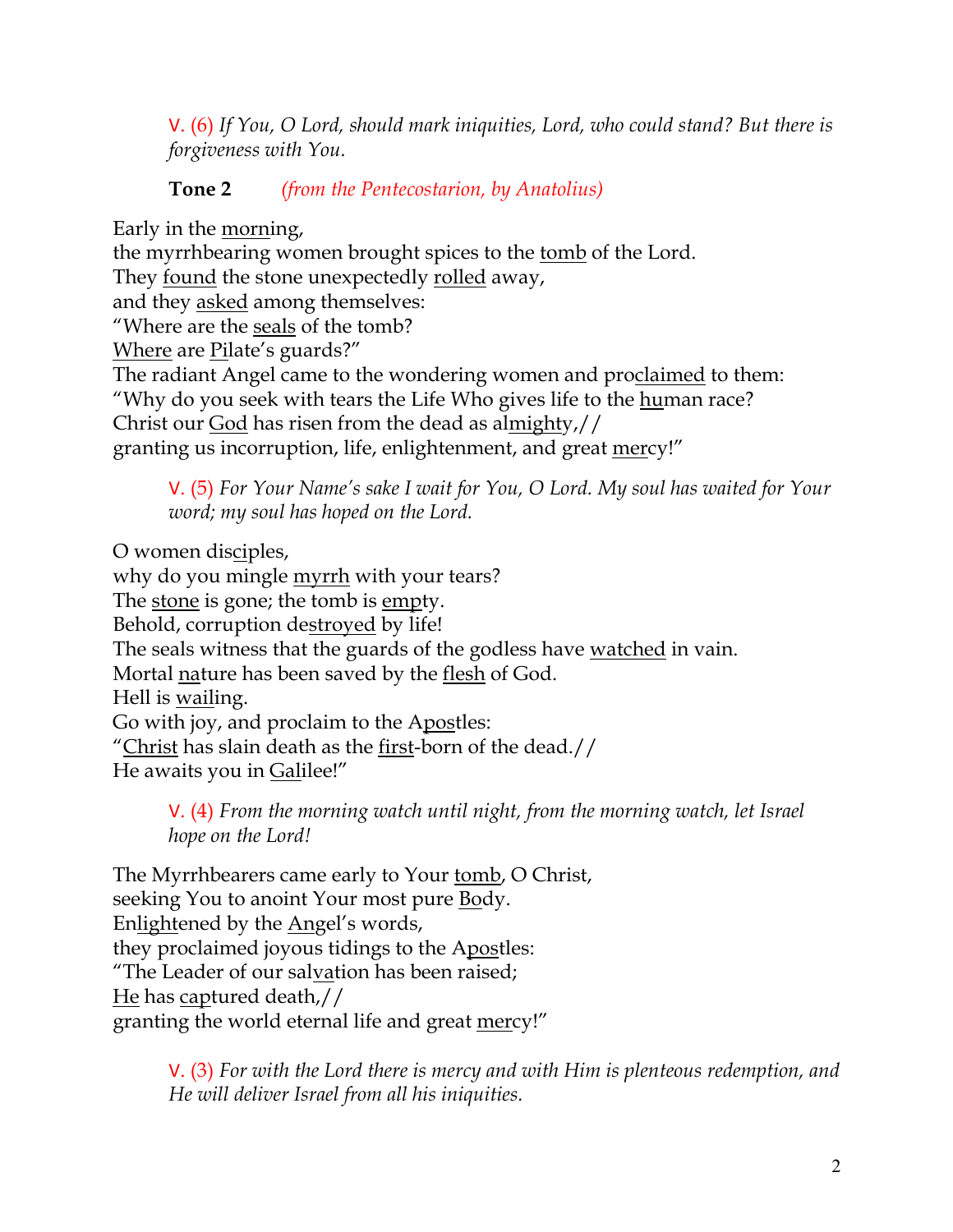V. (6) *If You, O Lord, should mark iniquities, Lord, who could stand? But there is forgiveness with You.*

**Tone 2** *(from the Pentecostarion, by Anatolius)*

Early in the <u>morn</u>ing,
the myrrhbearing women brought spices to the <u>tomb</u> of the Lord.
They <u>found</u> the stone unexpectedly <u>rolled</u> away,
and they <u>asked</u> among themselves:
"Where are the <u>seals</u> of the tomb?
<u>Where</u> are <u>Pi</u>late's guards?"
The radiant Angel came to the wondering women and pro<u>claimed</u> to them:
"Why do you seek with tears the Life Who gives life to the <u>hu</u>man race?
Christ our <u>God</u> has risen from the dead as al<u>mighty</u>,//
granting us incorruption, life, enlightenment, and great <u>mer</u>cy!"

V. (5) *For Your Name's sake I wait for You, O Lord. My soul has waited for Your word; my soul has hoped on the Lord.*

O women dis<u>ci</u>ples,
why do you mingle <u>myrrh</u> with your tears?
The <u>stone</u> is gone; the tomb is <u>emp</u>ty.
Behold, corruption de<u>stroyed</u> by life!
The seals witness that the guards of the godless have <u>watched</u> in vain.
Mortal <u>na</u>ture has been saved by the <u>flesh</u> of God.
Hell is <u>wail</u>ing.
Go with joy, and proclaim to the A<u>pos</u>tles:
"<u>Christ</u> has slain death as the <u>first</u>-born of the dead.//
He awaits you in <u>Gal</u>ilee!"

V. (4) *From the morning watch until night, from the morning watch, let Israel hope on the Lord!*

The Myrrhbearers came early to Your <u>tomb</u>, O Christ,
seeking You to anoint Your most pure <u>Bo</u>dy.
En<u>light</u>ened by the <u>An</u>gel's words,
they proclaimed joyous tidings to the A<u>pos</u>tles:
"The Leader of our sal<u>va</u>tion has been raised;
<u>He</u> has <u>cap</u>tured death,//
granting the world eternal life and great <u>mer</u>cy!"

V. (3) *For with the Lord there is mercy and with Him is plenteous redemption, and He will deliver Israel from all his iniquities.*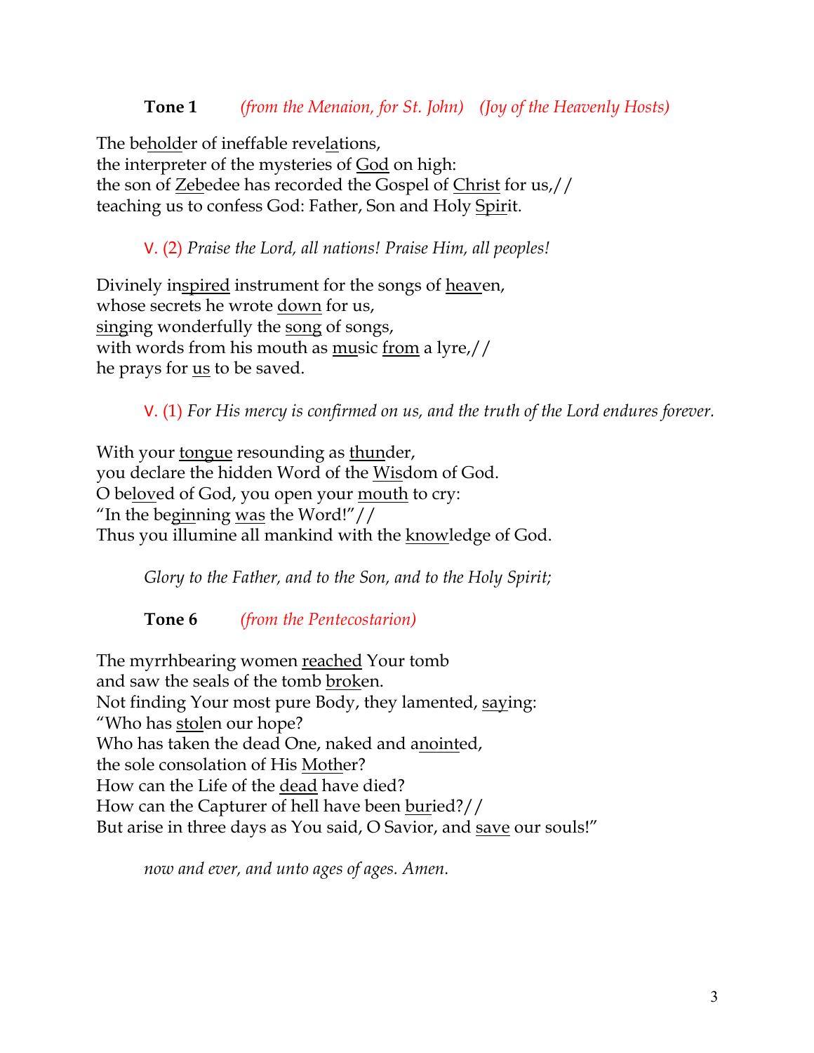**Tone 1** *(from the Menaion, for St. John) (Joy of the Heavenly Hosts)*

The be<u>hold</u>er of ineffable reve<u>la</u>tions,
the interpreter of the mysteries of <u>God</u> on high:
the son of <u>Ze</u>bedee has recorded the Gospel of <u>Christ</u> for us,//
teaching us to confess God: Father, Son and Holy <u>Spir</u>it.

V. (2) *Praise the Lord, all nations! Praise Him, all peoples!*

Divinely in<u>spired</u> instrument for the songs of <u>heav</u>en,
whose secrets he wrote <u>down</u> for us,
<u>sing</u>ing wonderfully the <u>song</u> of songs,
with words from his mouth as <u>mu</u>sic <u>from</u> a lyre,//
he prays for <u>us</u> to be saved.

V. (1) *For His mercy is confirmed on us, and the truth of the Lord endures forever.*

With your <u>tongue</u> resounding as <u>thun</u>der,
you declare the hidden Word of the <u>Wis</u>dom of God.
O be<u>lov</u>ed of God, you open your <u>mouth</u> to cry:
"In the be<u>gin</u>ning <u>was</u> the Word!"//
Thus you illumine all mankind with the <u>know</u>ledge of God.

*Glory to the Father, and to the Son, and to the Holy Spirit;*

**Tone 6** *(from the Pentecostarion)*

The myrrhbearing women <u>reached</u> Your tomb
and saw the seals of the tomb <u>brok</u>en.
Not finding Your most pure Body, they lamented, <u>say</u>ing:
"Who has <u>stol</u>en our hope?
Who has taken the dead One, naked and a<u>noint</u>ed,
the sole consolation of His <u>Moth</u>er?
How can the Life of the <u>dead</u> have died?
How can the Capturer of hell have been <u>bur</u>ied?//
But arise in three days as You said, O Savior, and <u>save</u> our souls!"

*now and ever, and unto ages of ages. Amen.*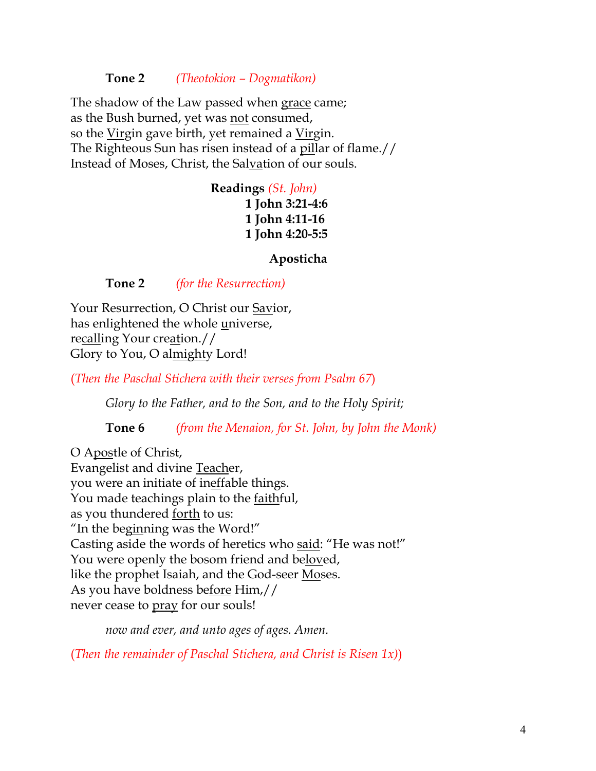**Tone 2** *(Theotokion – Dogmatikon)*

The shadow of the Law passed when <u>grace</u> came;
as the Bush burned, yet was <u>not</u> consumed,
so the <u>Vir</u>gin gave birth, yet remained a <u>Vir</u>gin.
The Righteous Sun has risen instead of a <u>pil</u>lar of flame.//
Instead of Moses, Christ, the Sal<u>va</u>tion of our souls.

**Readings** *(St. John)*

**1 John 3:21-4:6**
**1 John 4:11-16**
**1 John 4:20-5:5**

**Aposticha**

**Tone 2** *(for the Resurrection)*

Your Resurrection, O Christ our <u>Sav</u>ior,
has enlightened the whole <u>u</u>niverse,
re<u>call</u>ing Your cre<u>at</u>ion.//
Glory to You, O al<u>might</u>y Lord!

*(Then the Paschal Stichera with their verses from Psalm 67)*

*Glory to the Father, and to the Son, and to the Holy Spirit;*

**Tone 6** *(from the Menaion, for St. John, by John the Monk)*

O A<u>pos</u>tle of Christ,
Evangelist and divine <u>Teach</u>er,
you were an initiate of in<u>ef</u>fable things.
You made teachings plain to the <u>faith</u>ful,
as you thundered <u>forth</u> to us:
"In the beg<u>in</u>ning was the Word!"
Casting aside the words of heretics who <u>said</u>: "He was not!"
You were openly the bosom friend and be<u>lov</u>ed,
like the prophet Isaiah, and the God-seer <u>Mo</u>ses.
As you have boldness be<u>fore</u> Him,//
never cease to <u>pray</u> for our souls!

*now and ever, and unto ages of ages. Amen.*

*(Then the remainder of Paschal Stichera, and Christ is Risen 1x))*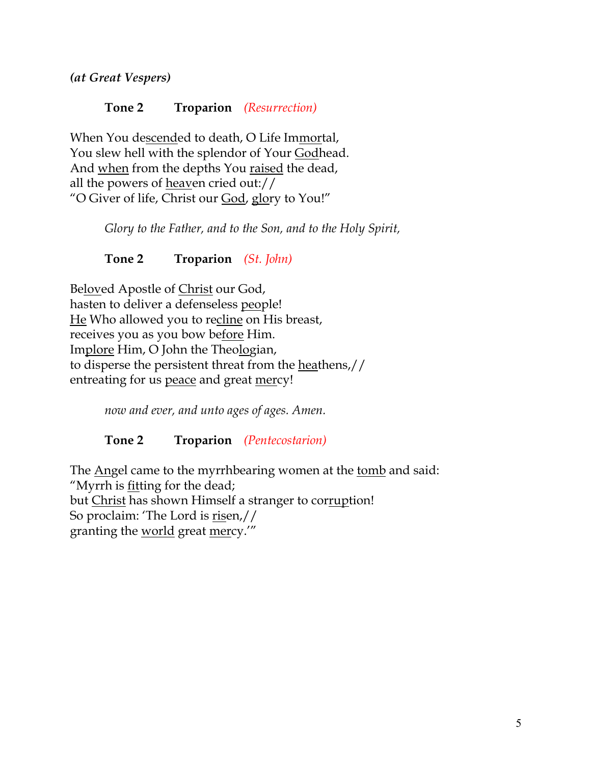***(at Great Vespers)***

**Tone 2 Troparion** *(Resurrection)*

When You de<u>scend</u>ed to death, O Life Im<u>mor</u>tal,
You slew hell with the splendor of Your <u>God</u>head.
And <u>when</u> from the depths You <u>raised</u> the dead,
all the powers of <u>heav</u>en cried out://
"O Giver of life, Christ our <u>God</u>, <u>glo</u>ry to You!"

*Glory to the Father, and to the Son, and to the Holy Spirit,*

**Tone 2 Troparion** *(St. John)*

Be<u>lov</u>ed Apostle of <u>Christ</u> our God,
hasten to deliver a defenseless <u>peo</u>ple!
<u>He</u> Who allowed you to re<u>cline</u> on His breast,
receives you as you bow be<u>fore</u> Him.
Im<u>plore</u> Him, O John the Theo<u>lo</u>gian,
to disperse the persistent threat from the <u>hea</u>thens,//
entreating for us <u>peace</u> and great <u>mer</u>cy!

*now and ever, and unto ages of ages. Amen.*

**Tone 2 Troparion** *(Pentecostarion)*

The <u>An</u>gel came to the myrrhbearing women at the <u>tomb</u> and said:
"Myrrh is <u>fit</u>ting for the dead;
but <u>Christ</u> has shown Himself a stranger to cor<u>rup</u>tion!
So proclaim: 'The Lord is <u>ris</u>en,//
granting the <u>world</u> great <u>mer</u>cy.'"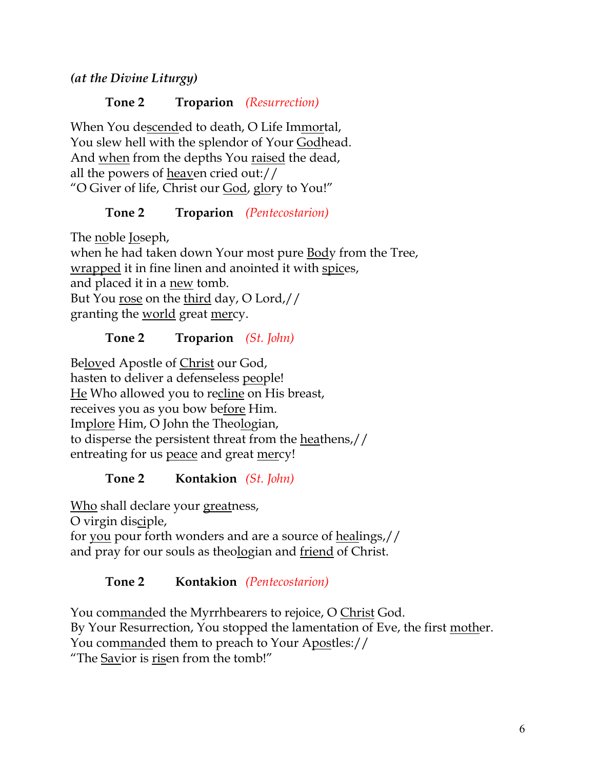***(at the Divine Liturgy)***

**Tone 2 Troparion** *(Resurrection)*

When You de<u>scend</u>ed to death, O Life Im<u>mor</u>tal,
You slew hell with the splendor of Your <u>God</u>head.
And <u>when</u> from the depths You <u>raised</u> the dead,
all the powers of <u>heav</u>en cried out://
"O Giver of life, Christ our <u>God</u>, <u>glo</u>ry to You!"

**Tone 2 Troparion** *(Pentecostarion)*

The <u>no</u>ble <u>Jo</u>seph,
when he had taken down Your most pure <u>Bod</u>y from the Tree,
<u>wrapped</u> it in fine linen and anointed it with <u>spic</u>es,
and placed it in a <u>new</u> tomb.
But You <u>rose</u> on the <u>third</u> day, O Lord,//
granting the <u>world</u> great <u>mer</u>cy.

**Tone 2 Troparion** *(St. John)*

Be<u>lov</u>ed Apostle of <u>Christ</u> our God,
hasten to deliver a defenseless <u>peo</u>ple!
<u>He</u> Who allowed you to re<u>cline</u> on His breast,
receives you as you bow be<u>fore</u> Him.
Im<u>plore</u> Him, O John the Theo<u>lo</u>gian,
to disperse the persistent threat from the <u>hea</u>thens,//
entreating for us <u>peace</u> and great <u>mer</u>cy!

**Tone 2 Kontakion** *(St. John)*

<u>Who</u> shall declare your <u>great</u>ness,
O virgin dis<u>ci</u>ple,
for <u>you</u> pour forth wonders and are a source of <u>heal</u>ings,//
and pray for our souls as theo<u>lo</u>gian and <u>friend</u> of Christ.

**Tone 2 Kontakion** *(Pentecostarion)*

You com<u>mand</u>ed the Myrrhbearers to rejoice, O <u>Christ</u> God.
By Your Resurrection, You stopped the lamentation of Eve, the first <u>moth</u>er.
You com<u>mand</u>ed them to preach to Your A<u>pos</u>tles://
"The <u>Sav</u>ior is <u>ris</u>en from the tomb!"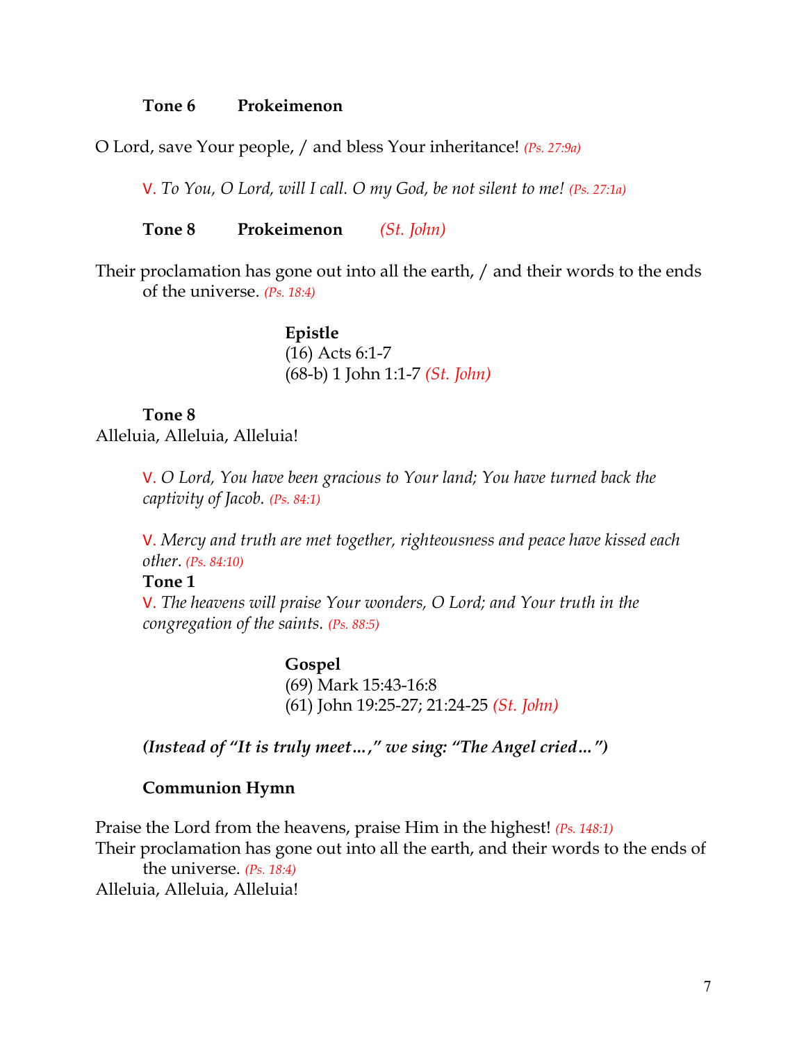**Tone 6 Prokeimenon**

O Lord, save Your people, / and bless Your inheritance! *(Ps. 27:9a)*

V. *To You, O Lord, will I call. O my God, be not silent to me!* *(Ps. 27:1a)*

**Tone 8 Prokeimenon** *(St. John)*

Their proclamation has gone out into all the earth, / and their words to the ends of the universe. *(Ps. 18:4)*

**Epistle**
(16) Acts 6:1-7
(68-b) 1 John 1:1-7 *(St. John)*

**Tone 8**
Alleluia, Alleluia, Alleluia!

V. *O Lord, You have been gracious to Your land; You have turned back the captivity of Jacob.* *(Ps. 84:1)*

V. *Mercy and truth are met together, righteousness and peace have kissed each other.* *(Ps. 84:10)*

**Tone 1**
V. *The heavens will praise Your wonders, O Lord; and Your truth in the congregation of the saints.* *(Ps. 88:5)*

**Gospel**
(69) Mark 15:43-16:8
(61) John 19:25-27; 21:24-25 *(St. John)*

***(Instead of "It is truly meet…," we sing: "The Angel cried…")***

**Communion Hymn**

Praise the Lord from the heavens, praise Him in the highest! *(Ps. 148:1)*
Their proclamation has gone out into all the earth, and their words to the ends of the universe. *(Ps. 18:4)*
Alleluia, Alleluia, Alleluia!